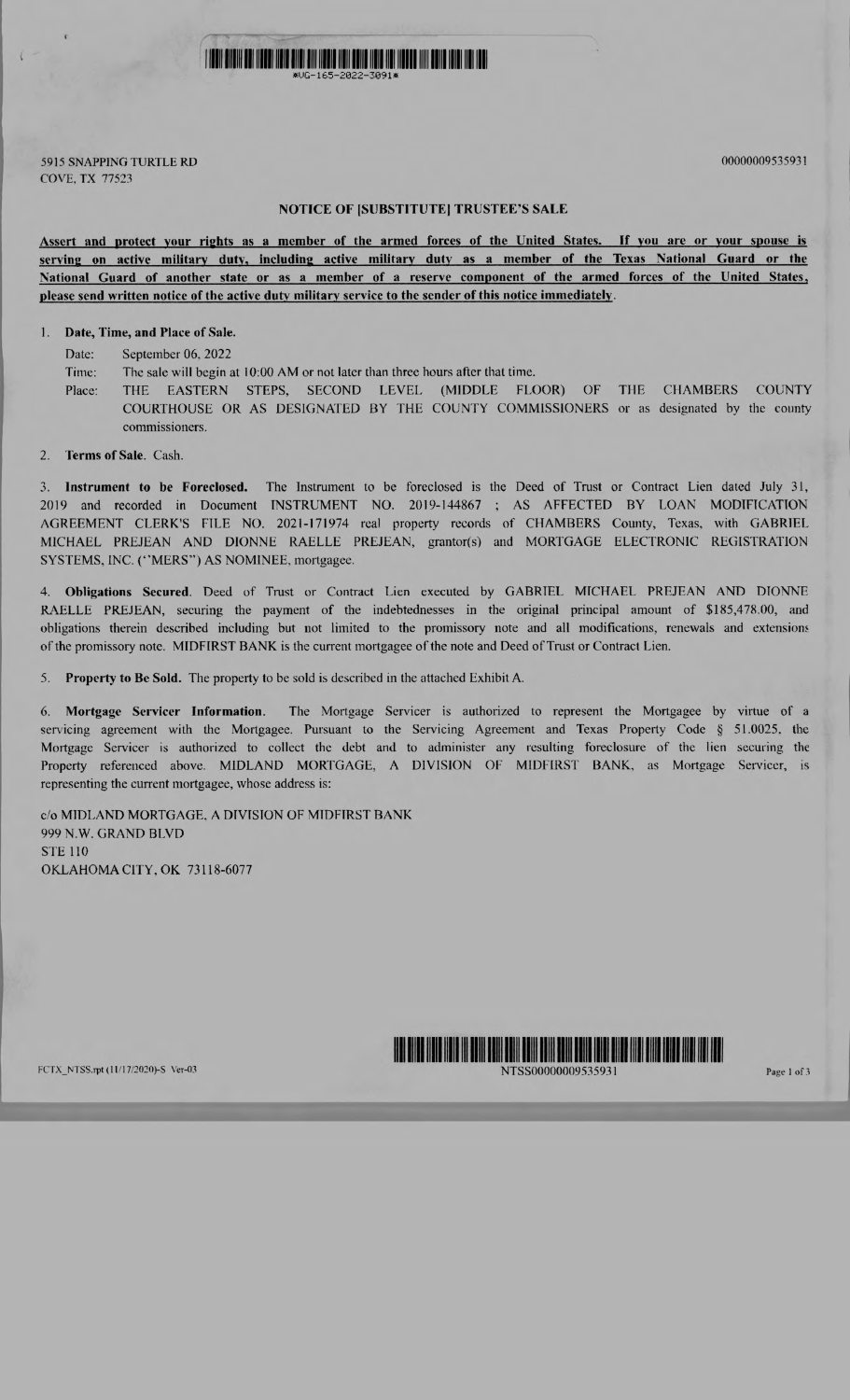*UG-165-2022-3091*

5915 SNAPPING TURTLE RD
COVE, TX 77523

00000009535931

## NOTICE OF [SUBSTITUTE] TRUSTEE'S SALE

**Assert and protect your rights as a member of the armed forces of the United States. If you are or your spouse is serving on active military duty, including active military duty as a member of the Texas National Guard or the National Guard of another state or as a member of a reserve component of the armed forces of the United States, please send written notice of the active duty military service to the sender of this notice immediately.**

1. **Date, Time, and Place of Sale.**

   Date: September 06, 2022

   Time: The sale will begin at 10:00 AM or not later than three hours after that time.

   Place: THE EASTERN STEPS, SECOND LEVEL (MIDDLE FLOOR) OF THE CHAMBERS COUNTY COURTHOUSE OR AS DESIGNATED BY THE COUNTY COMMISSIONERS or as designated by the county commissioners.

2. **Terms of Sale.** Cash.

3. **Instrument to be Foreclosed.** The Instrument to be foreclosed is the Deed of Trust or Contract Lien dated July 31, 2019 and recorded in Document INSTRUMENT NO. 2019-144867 ; AS AFFECTED BY LOAN MODIFICATION AGREEMENT CLERK'S FILE NO. 2021-171974 real property records of CHAMBERS County, Texas, with GABRIEL MICHAEL PREJEAN AND DIONNE RAELLE PREJEAN, grantor(s) and MORTGAGE ELECTRONIC REGISTRATION SYSTEMS, INC. ("MERS") AS NOMINEE, mortgagee.

4. **Obligations Secured.** Deed of Trust or Contract Lien executed by GABRIEL MICHAEL PREJEAN AND DIONNE RAELLE PREJEAN, securing the payment of the indebtednesses in the original principal amount of $185,478.00, and obligations therein described including but not limited to the promissory note and all modifications, renewals and extensions of the promissory note. MIDFIRST BANK is the current mortgagee of the note and Deed of Trust or Contract Lien.

5. **Property to Be Sold.** The property to be sold is described in the attached Exhibit A.

6. **Mortgage Servicer Information.** The Mortgage Servicer is authorized to represent the Mortgagee by virtue of a servicing agreement with the Mortgagee. Pursuant to the Servicing Agreement and Texas Property Code § 51.0025, the Mortgage Servicer is authorized to collect the debt and to administer any resulting foreclosure of the lien securing the Property referenced above. MIDLAND MORTGAGE, A DIVISION OF MIDFIRST BANK, as Mortgage Servicer, is representing the current mortgagee, whose address is:

c/o MIDLAND MORTGAGE, A DIVISION OF MIDFIRST BANK
999 N.W. GRAND BLVD
STE 110
OKLAHOMA CITY, OK 73118-6077

FCTX_NTSS.rpt (11/17/2020)-S Ver-03

NTSS00000009535931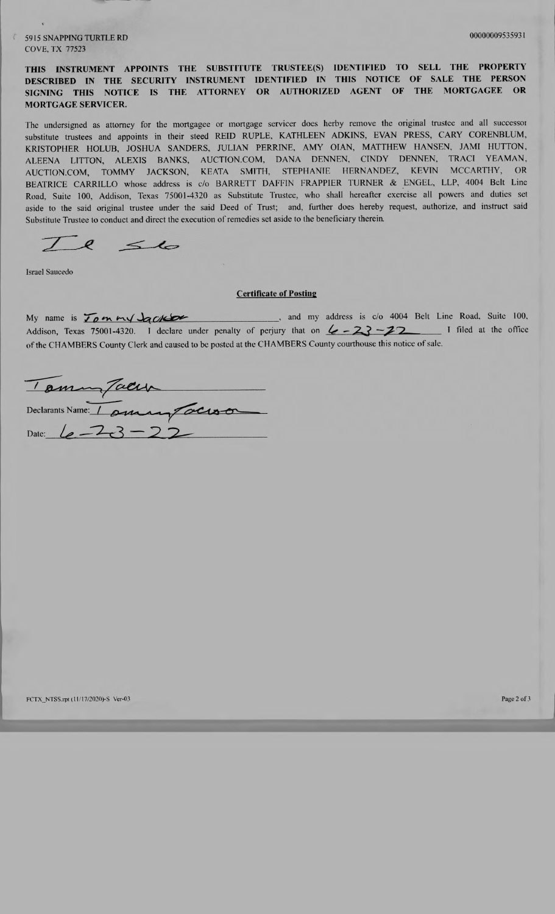5915 SNAPPING TURTLE RD
COVE, TX 77523

00000009535931

**THIS INSTRUMENT APPOINTS THE SUBSTITUTE TRUSTEE(S) IDENTIFIED TO SELL THE PROPERTY DESCRIBED IN THE SECURITY INSTRUMENT IDENTIFIED IN THIS NOTICE OF SALE THE PERSON SIGNING THIS NOTICE IS THE ATTORNEY OR AUTHORIZED AGENT OF THE MORTGAGEE OR MORTGAGE SERVICER.**

The undersigned as attorney for the mortgagee or mortgage servicer does herby remove the original trustee and all successor substitute trustees and appoints in their steed REID RUPLE, KATHLEEN ADKINS, EVAN PRESS, CARY CORENBLUM, KRISTOPHER HOLUB, JOSHUA SANDERS, JULIAN PERRINE, AMY OIAN, MATTHEW HANSEN, JAMI HUTTON, ALEENA LITTON, ALEXIS BANKS, AUCTION.COM, DANA DENNEN, CINDY DENNEN, TRACI YEAMAN, AUCTION.COM, TOMMY JACKSON, KEATA SMITH, STEPHANIE HERNANDEZ, KEVIN MCCARTHY, OR BEATRICE CARRILLO whose address is c/o BARRETT DAFFIN FRAPPIER TURNER & ENGEL, LLP, 4004 Belt Line Road, Suite 100, Addison, Texas 75001-4320 as Substitute Trustee, who shall hereafter exercise all powers and duties set aside to the said original trustee under the said Deed of Trust; and, further does hereby request, authorize, and instruct said Substitute Trustee to conduct and direct the execution of remedies set aside to the beneficiary therein.

Israel Saucedo

## Certificate of Posting

My name is Tommy Jackson, and my address is c/o 4004 Belt Line Road, Suite 100, Addison, Texas 75001-4320. I declare under penalty of perjury that on 6-23-22 I filed at the office of the CHAMBERS County Clerk and caused to be posted at the CHAMBERS County courthouse this notice of sale.

Declarants Name: Tommy Jackson

Date: 6-23-22

FCTX_NTSS.rpt (11/17/2020)-S Ver-03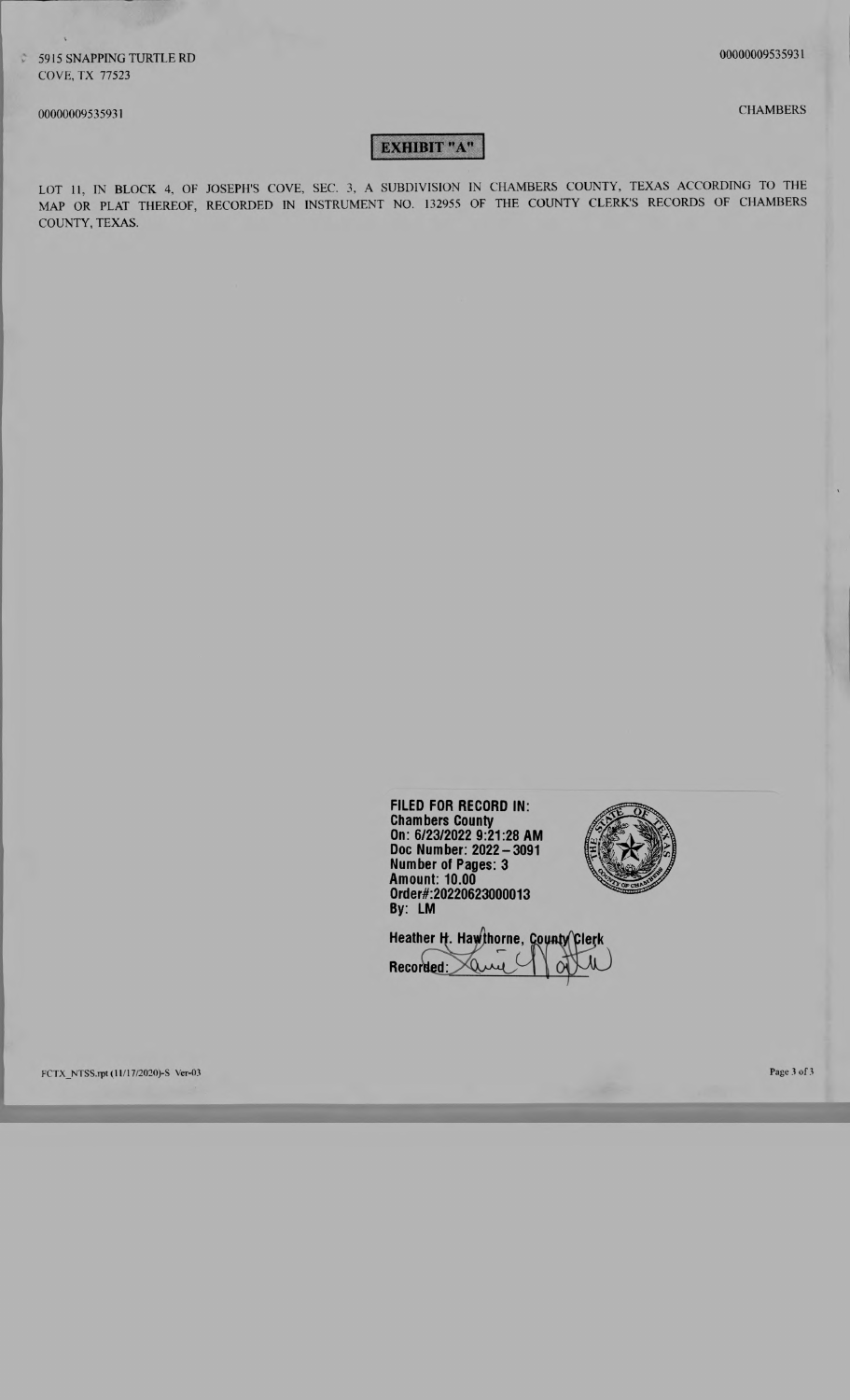5915 SNAPPING TURTLE RD
COVE, TX 77523

00000009535931

00000009535931

CHAMBERS

**EXHIBIT "A"**

LOT 11, IN BLOCK 4, OF JOSEPH'S COVE, SEC. 3, A SUBDIVISION IN CHAMBERS COUNTY, TEXAS ACCORDING TO THE MAP OR PLAT THEREOF, RECORDED IN INSTRUMENT NO. 132955 OF THE COUNTY CLERK'S RECORDS OF CHAMBERS COUNTY, TEXAS.

**FILED FOR RECORD IN:**
**Chambers County**
**On: 6/23/2022 9:21:28 AM**
**Doc Number: 2022 – 3091**
**Number of Pages: 3**
**Amount: 10.00**
**Order#:20220623000013**
**By: LM**

**Heather H. Hawthorne, County Clerk**
**Recorded:** ________________

FCTX_NTSS.rpt (11/17/2020)-S Ver-03